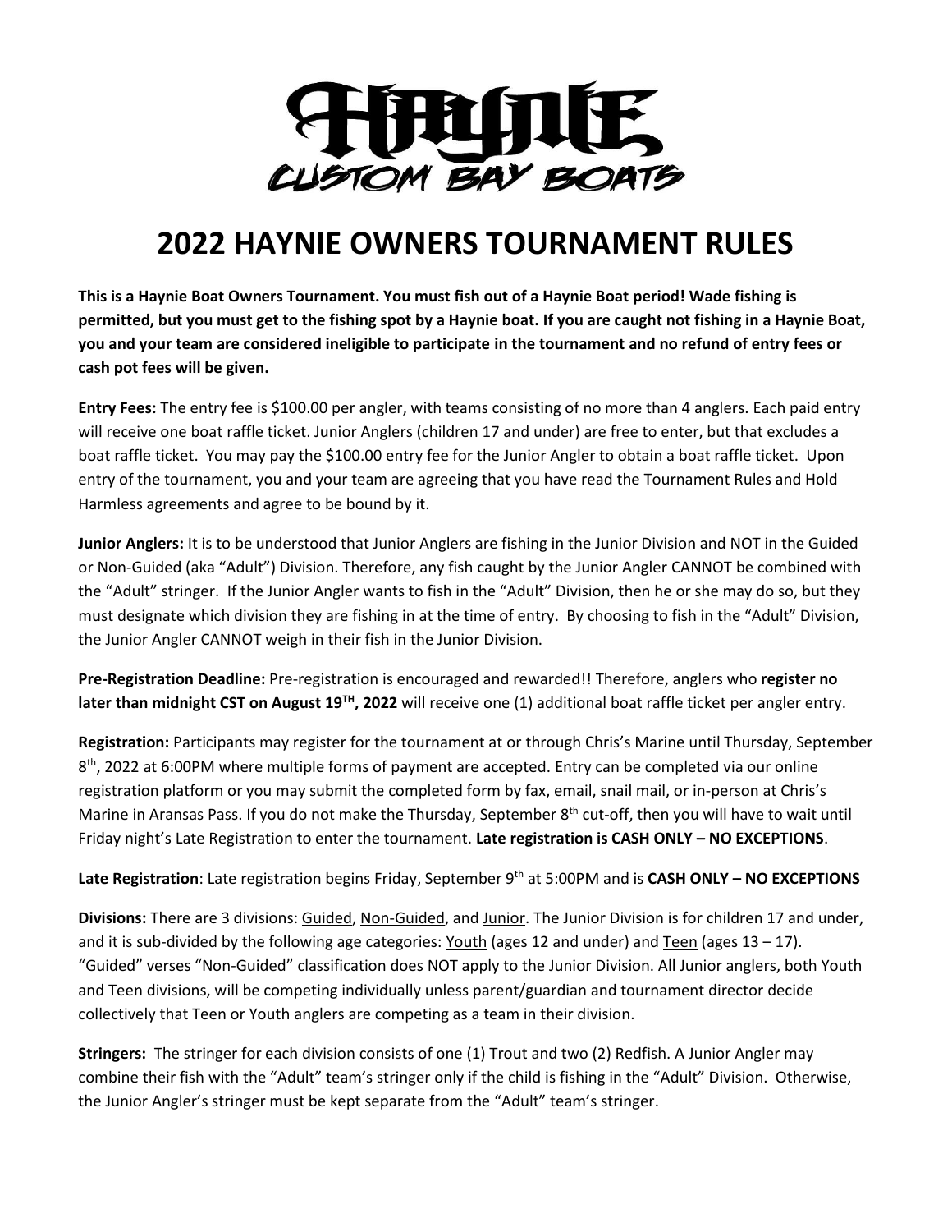# 2022 HAYNIE OWNERS TOURNAMENT RULES

**This is a Haynie Boat Owners Tournament. You must fish out of a Haynie Boat period! Wade fishing is permitted, but you must get to the fishing spot by a Haynie boat. If you are caught not fishing in a Haynie Boat, you and your team are considered ineligible to participate in the tournament and no refund of entry fees or cash pot fees will be given.**

**Entry Fees:** The entry fee is $100.00 per angler, with teams consisting of no more than 4 anglers. Each paid entry will receive one boat raffle ticket. Junior Anglers (children 17 and under) are free to enter, but that excludes a boat raffle ticket. You may pay the $100.00 entry fee for the Junior Angler to obtain a boat raffle ticket. Upon entry of the tournament, you and your team are agreeing that you have read the Tournament Rules and Hold Harmless agreements and agree to be bound by it.

**Junior Anglers:** It is to be understood that Junior Anglers are fishing in the Junior Division and NOT in the Guided or Non-Guided (aka "Adult") Division. Therefore, any fish caught by the Junior Angler CANNOT be combined with the "Adult" stringer. If the Junior Angler wants to fish in the "Adult" Division, then he or she may do so, but they must designate which division they are fishing in at the time of entry. By choosing to fish in the "Adult" Division, the Junior Angler CANNOT weigh in their fish in the Junior Division.

**Pre-Registration Deadline:** Pre-registration is encouraged and rewarded!! Therefore, anglers who **register no later than midnight CST on August 19TH, 2022** will receive one (1) additional boat raffle ticket per angler entry.

**Registration:** Participants may register for the tournament at or through Chris's Marine until Thursday, September 8th, 2022 at 6:00PM where multiple forms of payment are accepted. Entry can be completed via our online registration platform or you may submit the completed form by fax, email, snail mail, or in-person at Chris's Marine in Aransas Pass. If you do not make the Thursday, September 8th cut-off, then you will have to wait until Friday night's Late Registration to enter the tournament. **Late registration is CASH ONLY – NO EXCEPTIONS**.

**Late Registration**: Late registration begins Friday, September 9th at 5:00PM and is **CASH ONLY – NO EXCEPTIONS**

**Divisions:** There are 3 divisions: Guided, Non-Guided, and Junior. The Junior Division is for children 17 and under, and it is sub-divided by the following age categories: Youth (ages 12 and under) and Teen (ages 13 – 17). "Guided" verses "Non-Guided" classification does NOT apply to the Junior Division. All Junior anglers, both Youth and Teen divisions, will be competing individually unless parent/guardian and tournament director decide collectively that Teen or Youth anglers are competing as a team in their division.

**Stringers:** The stringer for each division consists of one (1) Trout and two (2) Redfish. A Junior Angler may combine their fish with the "Adult" team's stringer only if the child is fishing in the "Adult" Division. Otherwise, the Junior Angler's stringer must be kept separate from the "Adult" team's stringer.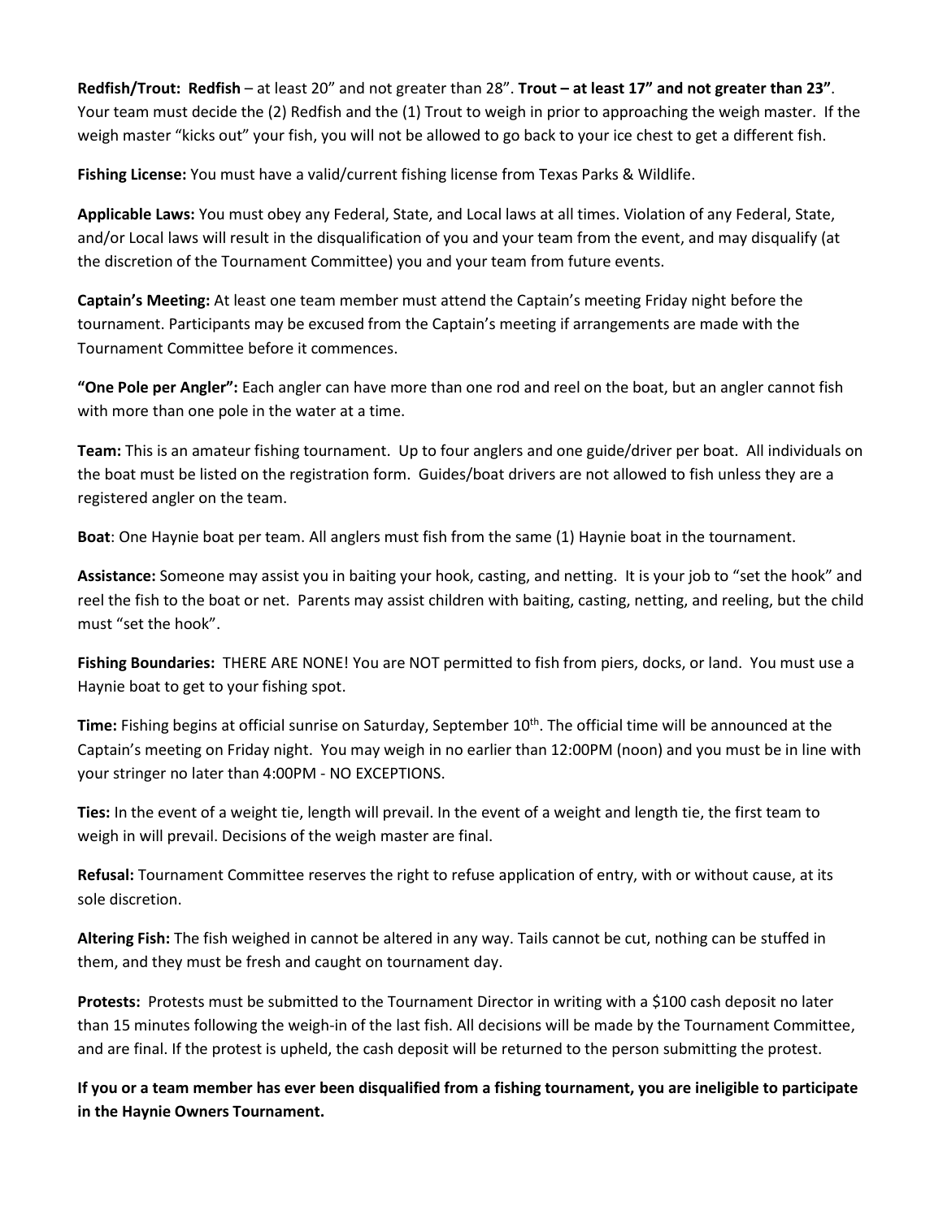**Redfish/Trout: Redfish** – at least 20" and not greater than 28". **Trout – at least 17" and not greater than 23"**. Your team must decide the (2) Redfish and the (1) Trout to weigh in prior to approaching the weigh master. If the weigh master "kicks out" your fish, you will not be allowed to go back to your ice chest to get a different fish.

**Fishing License:** You must have a valid/current fishing license from Texas Parks & Wildlife.

**Applicable Laws:** You must obey any Federal, State, and Local laws at all times. Violation of any Federal, State, and/or Local laws will result in the disqualification of you and your team from the event, and may disqualify (at the discretion of the Tournament Committee) you and your team from future events.

**Captain's Meeting:** At least one team member must attend the Captain's meeting Friday night before the tournament. Participants may be excused from the Captain's meeting if arrangements are made with the Tournament Committee before it commences.

**"One Pole per Angler":** Each angler can have more than one rod and reel on the boat, but an angler cannot fish with more than one pole in the water at a time.

**Team:** This is an amateur fishing tournament. Up to four anglers and one guide/driver per boat. All individuals on the boat must be listed on the registration form. Guides/boat drivers are not allowed to fish unless they are a registered angler on the team.

**Boat**: One Haynie boat per team. All anglers must fish from the same (1) Haynie boat in the tournament.

**Assistance:** Someone may assist you in baiting your hook, casting, and netting. It is your job to "set the hook" and reel the fish to the boat or net. Parents may assist children with baiting, casting, netting, and reeling, but the child must "set the hook".

**Fishing Boundaries:** THERE ARE NONE! You are NOT permitted to fish from piers, docks, or land. You must use a Haynie boat to get to your fishing spot.

**Time:** Fishing begins at official sunrise on Saturday, September 10th. The official time will be announced at the Captain's meeting on Friday night. You may weigh in no earlier than 12:00PM (noon) and you must be in line with your stringer no later than 4:00PM - NO EXCEPTIONS.

**Ties:** In the event of a weight tie, length will prevail. In the event of a weight and length tie, the first team to weigh in will prevail. Decisions of the weigh master are final.

**Refusal:** Tournament Committee reserves the right to refuse application of entry, with or without cause, at its sole discretion.

**Altering Fish:** The fish weighed in cannot be altered in any way. Tails cannot be cut, nothing can be stuffed in them, and they must be fresh and caught on tournament day.

**Protests:** Protests must be submitted to the Tournament Director in writing with a $100 cash deposit no later than 15 minutes following the weigh-in of the last fish. All decisions will be made by the Tournament Committee, and are final. If the protest is upheld, the cash deposit will be returned to the person submitting the protest.

**If you or a team member has ever been disqualified from a fishing tournament, you are ineligible to participate in the Haynie Owners Tournament.**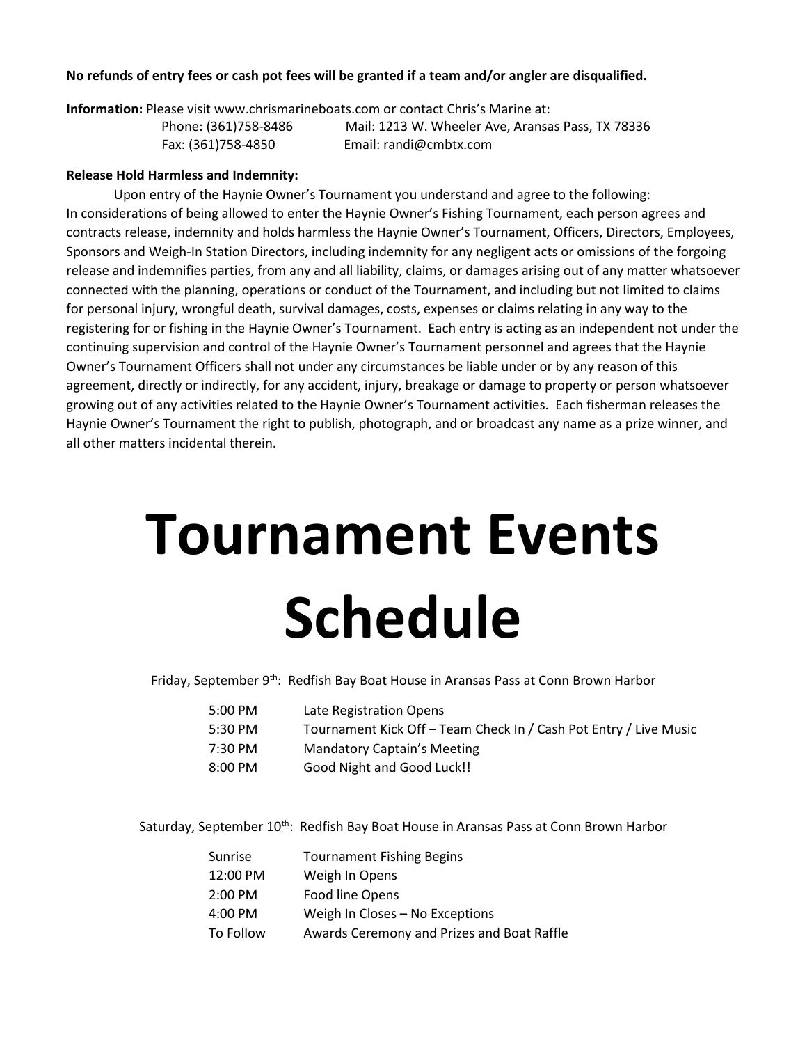**No refunds of entry fees or cash pot fees will be granted if a team and/or angler are disqualified.**

**Information:** Please visit www.chrismarineboats.com or contact Chris's Marine at:

Phone: (361)758-8486 Mail: 1213 W. Wheeler Ave, Aransas Pass, TX 78336
Fax: (361)758-4850 Email: randi@cmbtx.com

**Release Hold Harmless and Indemnity:**

Upon entry of the Haynie Owner's Tournament you understand and agree to the following:
In considerations of being allowed to enter the Haynie Owner's Fishing Tournament, each person agrees and contracts release, indemnity and holds harmless the Haynie Owner's Tournament, Officers, Directors, Employees, Sponsors and Weigh-In Station Directors, including indemnity for any negligent acts or omissions of the forgoing release and indemnifies parties, from any and all liability, claims, or damages arising out of any matter whatsoever connected with the planning, operations or conduct of the Tournament, and including but not limited to claims for personal injury, wrongful death, survival damages, costs, expenses or claims relating in any way to the registering for or fishing in the Haynie Owner's Tournament. Each entry is acting as an independent not under the continuing supervision and control of the Haynie Owner's Tournament personnel and agrees that the Haynie Owner's Tournament Officers shall not under any circumstances be liable under or by any reason of this agreement, directly or indirectly, for any accident, injury, breakage or damage to property or person whatsoever growing out of any activities related to the Haynie Owner's Tournament activities. Each fisherman releases the Haynie Owner's Tournament the right to publish, photograph, and or broadcast any name as a prize winner, and all other matters incidental therein.

# Tournament Events Schedule

Friday, September 9th: Redfish Bay Boat House in Aransas Pass at Conn Brown Harbor

| | |
|---|---|
| 5:00 PM | Late Registration Opens |
| 5:30 PM | Tournament Kick Off – Team Check In / Cash Pot Entry / Live Music |
| 7:30 PM | Mandatory Captain's Meeting |
| 8:00 PM | Good Night and Good Luck!! |

Saturday, September 10th: Redfish Bay Boat House in Aransas Pass at Conn Brown Harbor

| | |
|---|---|
| Sunrise | Tournament Fishing Begins |
| 12:00 PM | Weigh In Opens |
| 2:00 PM | Food line Opens |
| 4:00 PM | Weigh In Closes – No Exceptions |
| To Follow | Awards Ceremony and Prizes and Boat Raffle |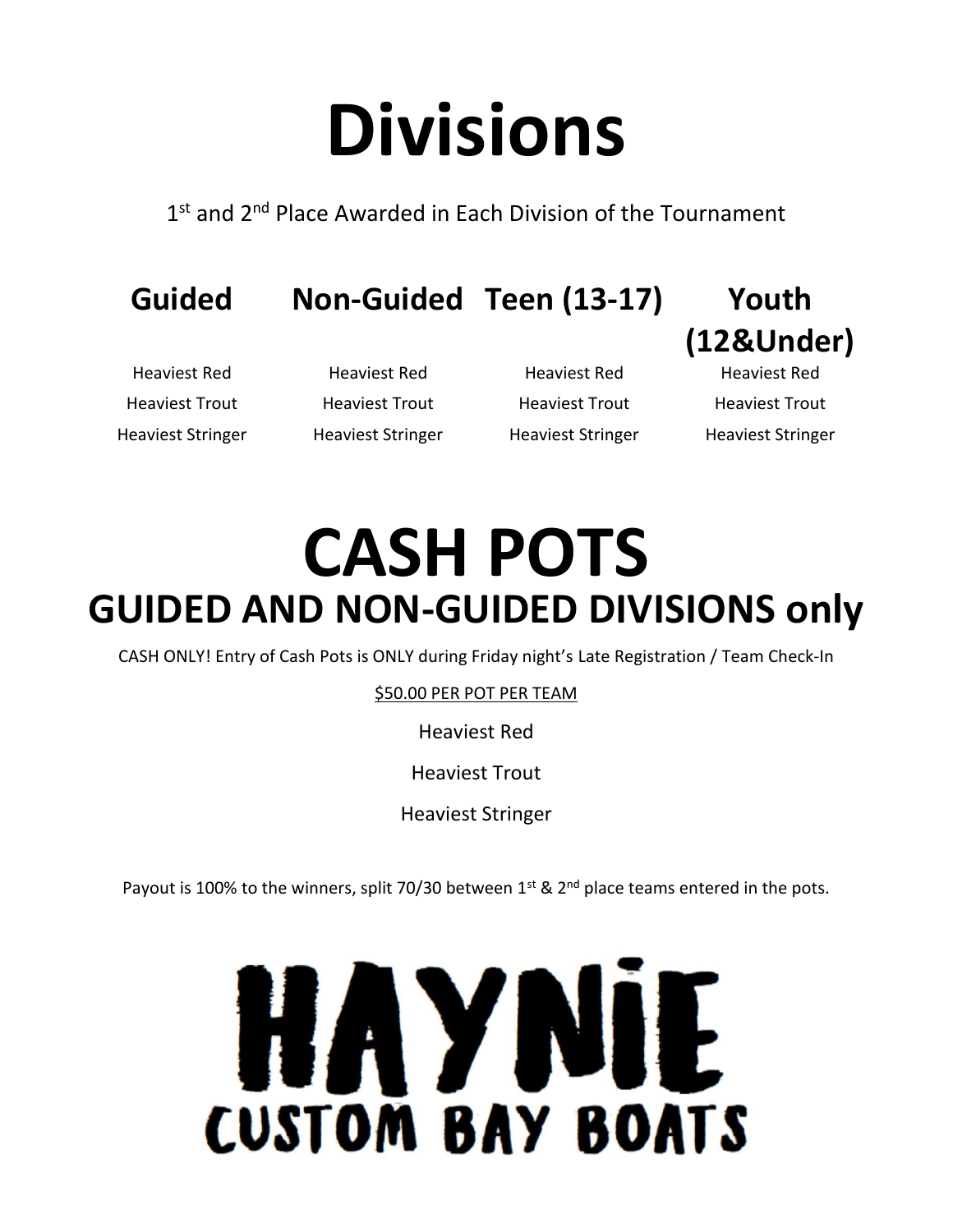# Divisions

1st and 2nd Place Awarded in Each Division of the Tournament

| Guided | Non-Guided | Teen (13-17) | Youth (12&Under) |
| --- | --- | --- | --- |
| Heaviest Red | Heaviest Red | Heaviest Red | Heaviest Red |
| Heaviest Trout | Heaviest Trout | Heaviest Trout | Heaviest Trout |
| Heaviest Stringer | Heaviest Stringer | Heaviest Stringer | Heaviest Stringer |

# CASH POTS

## GUIDED AND NON-GUIDED DIVISIONS only

CASH ONLY! Entry of Cash Pots is ONLY during Friday night's Late Registration / Team Check-In

$50.00 PER POT PER TEAM

Heaviest Red

Heaviest Trout

Heaviest Stringer

Payout is 100% to the winners, split 70/30 between 1st & 2nd place teams entered in the pots.

HAYNIE CUSTOM BAY BOATS